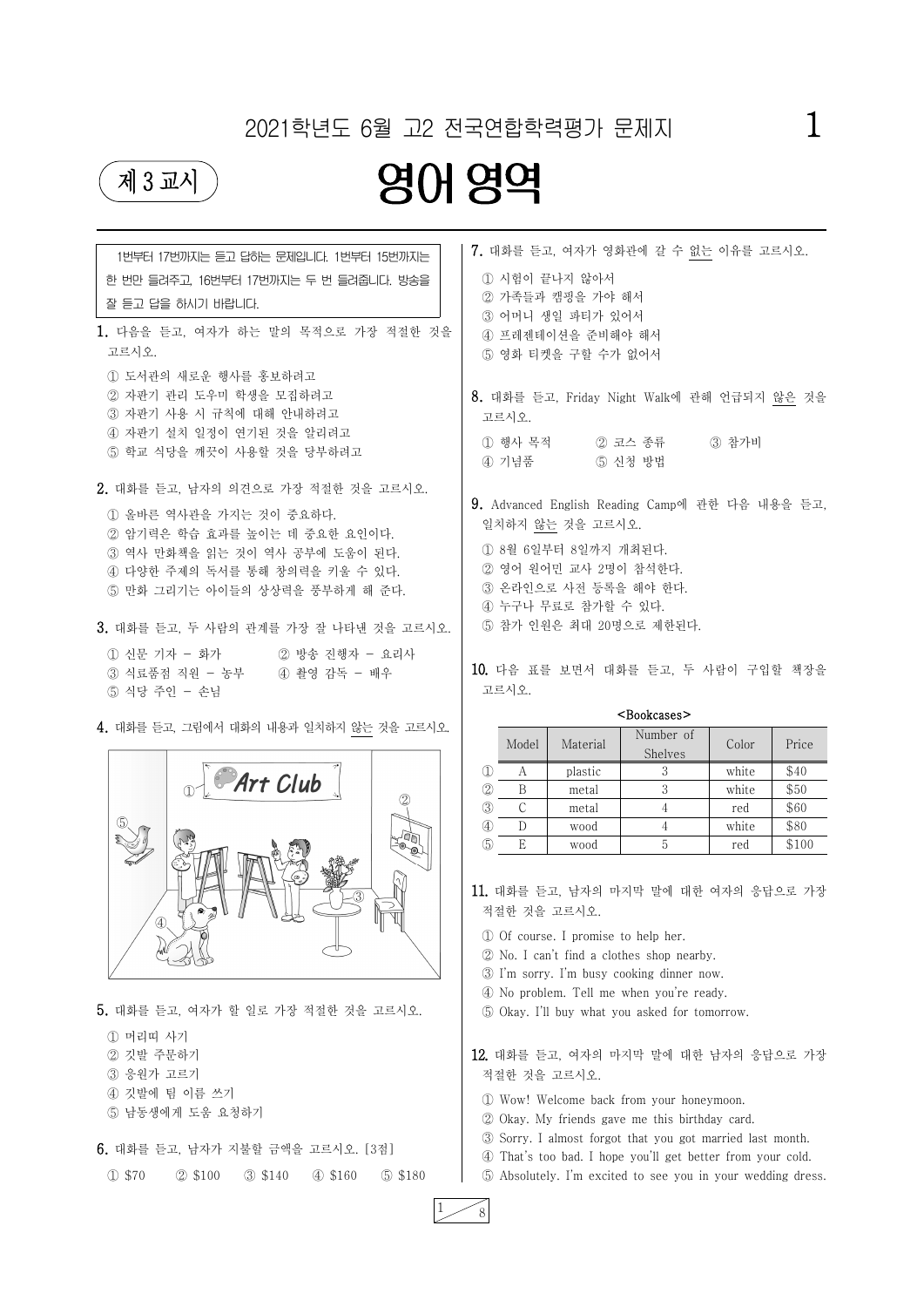# 2021학년도 6월 고2 전국연합학력평가 문제지

## 제 3 교시 영어 영역

1번부터 17번까지는 듣고 답하는 문제입니다. 1번부터 15번까지는 한 번만 들려주고, 16번부터 17번까지는 두 번 들려줍니다. 방송을 잘 듣고 답을 하시기 바랍니다.

**1.** 다음을 듣고, 여자가 하는 말의 목적으로 가장 적절한 것을 고르시오.

① 도서관의 새로운 행사를 홍보하려고
② 자판기 관리 도우미 학생을 모집하려고
③ 자판기 사용 시 규칙에 대해 안내하려고
④ 자판기 설치 일정이 연기된 것을 알리려고
⑤ 학교 식당을 깨끗이 사용할 것을 당부하려고

**2.** 대화를 듣고, 남자의 의견으로 가장 적절한 것을 고르시오.

① 올바른 역사관을 가지는 것이 중요하다.
② 암기력은 학습 효과를 높이는 데 중요한 요인이다.
③ 역사 만화책을 읽는 것이 역사 공부에 도움이 된다.
④ 다양한 주제의 독서를 통해 창의력을 키울 수 있다.
⑤ 만화 그리기는 아이들의 상상력을 풍부하게 해 준다.

**3.** 대화를 듣고, 두 사람의 관계를 가장 잘 나타낸 것을 고르시오.

① 신문 기자 - 화가
② 방송 진행자 - 요리사
③ 식료품점 직원 - 농부
④ 촬영 감독 - 배우
⑤ 식당 주인 - 손님

**4.** 대화를 듣고, 그림에서 대화의 내용과 일치하지 않는 것을 고르시오.

**5.** 대화를 듣고, 여자가 할 일로 가장 적절한 것을 고르시오.

① 머리띠 사기
② 깃발 주문하기
③ 응원가 고르기
④ 깃발에 팀 이름 쓰기
⑤ 남동생에게 도움 요청하기

**6.** 대화를 듣고, 남자가 지불할 금액을 고르시오. [3점]

① $70 ② $100 ③ $140 ④ $160 ⑤ $180

**7.** 대화를 듣고, 여자가 영화관에 갈 수 없는 이유를 고르시오.

① 시험이 끝나지 않아서
② 가족들과 캠핑을 가야 해서
③ 어머니 생일 파티가 있어서
④ 프레젠테이션을 준비해야 해서
⑤ 영화 티켓을 구할 수가 없어서

**8.** 대화를 듣고, Friday Night Walk에 관해 언급되지 않은 것을 고르시오.

① 행사 목적 ② 코스 종류 ③ 참가비
④ 기념품 ⑤ 신청 방법

**9.** Advanced English Reading Camp에 관한 다음 내용을 듣고, 일치하지 않는 것을 고르시오.

① 8월 6일부터 8일까지 개최된다.
② 영어 원어민 교사 2명이 참석한다.
③ 온라인으로 사전 등록을 해야 한다.
④ 누구나 무료로 참가할 수 있다.
⑤ 참가 인원은 최대 20명으로 제한된다.

**10.** 다음 표를 보면서 대화를 듣고, 두 사람이 구입할 책장을 고르시오.

<Bookcases>

| | Model | Material | Number of Shelves | Color | Price |
|---|---|---|---|---|---|
| ① | A | plastic | 3 | white | $40 |
| ② | B | metal | 3 | white | $50 |
| ③ | C | metal | 4 | red | $60 |
| ④ | D | wood | 4 | white | $80 |
| ⑤ | E | wood | 5 | red | $100 |

**11.** 대화를 듣고, 남자의 마지막 말에 대한 여자의 응답으로 가장 적절한 것을 고르시오.

① Of course. I promise to help her.
② No. I can't find a clothes shop nearby.
③ I'm sorry. I'm busy cooking dinner now.
④ No problem. Tell me when you're ready.
⑤ Okay. I'll buy what you asked for tomorrow.

**12.** 대화를 듣고, 여자의 마지막 말에 대한 남자의 응답으로 가장 적절한 것을 고르시오.

① Wow! Welcome back from your honeymoon.
② Okay. My friends gave me this birthday card.
③ Sorry. I almost forgot that you got married last month.
④ That's too bad. I hope you'll get better from your cold.
⑤ Absolutely. I'm excited to see you in your wedding dress.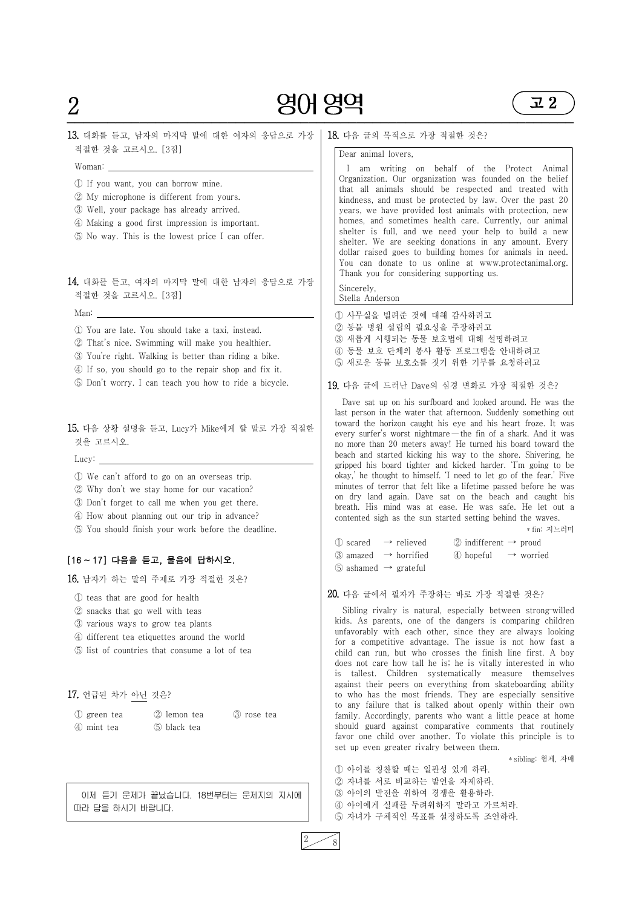**13.** 대화를 듣고, 남자의 마지막 말에 대한 여자의 응답으로 가장 적절한 것을 고르시오. [3점]

Woman: ____________________

① If you want, you can borrow mine.
② My microphone is different from yours.
③ Well, your package has already arrived.
④ Making a good first impression is important.
⑤ No way. This is the lowest price I can offer.

**14.** 대화를 듣고, 여자의 마지막 말에 대한 남자의 응답으로 가장 적절한 것을 고르시오. [3점]

Man: ____________________

① You are late. You should take a taxi, instead.
② That's nice. Swimming will make you healthier.
③ You're right. Walking is better than riding a bike.
④ If so, you should go to the repair shop and fix it.
⑤ Don't worry. I can teach you how to ride a bicycle.

**15.** 다음 상황 설명을 듣고, Lucy가 Mike에게 할 말로 가장 적절한 것을 고르시오.

Lucy: ____________________

① We can't afford to go on an overseas trip.
② Why don't we stay home for our vacation?
③ Don't forget to call me when you get there.
④ How about planning out our trip in advance?
⑤ You should finish your work before the deadline.

**[16 ~ 17] 다음을 듣고, 물음에 답하시오.**

**16.** 남자가 하는 말의 주제로 가장 적절한 것은?

① teas that are good for health
② snacks that go well with teas
③ various ways to grow tea plants
④ different tea etiquettes around the world
⑤ list of countries that consume a lot of tea

**17.** 언급된 차가 아닌 것은?

① green tea
② lemon tea
③ rose tea
④ mint tea
⑤ black tea

이제 듣기 문제가 끝났습니다. 18번부터는 문제지의 지시에 따라 답을 하시기 바랍니다.

**18.** 다음 글의 목적으로 가장 적절한 것은?

> Dear animal lovers,
>
> I am writing on behalf of the Protect Animal Organization. Our organization was founded on the belief that all animals should be respected and treated with kindness, and must be protected by law. Over the past 20 years, we have provided lost animals with protection, new homes, and sometimes health care. Currently, our animal shelter is full, and we need your help to build a new shelter. We are seeking donations in any amount. Every dollar raised goes to building homes for animals in need. You can donate to us online at www.protectanimal.org. Thank you for considering supporting us.
>
> Sincerely,
> Stella Anderson

① 사무실을 빌려준 것에 대해 감사하려고
② 동물 병원 설립의 필요성을 주장하려고
③ 새롭게 시행되는 동물 보호법에 대해 설명하려고
④ 동물 보호 단체의 봉사 활동 프로그램을 안내하려고
⑤ 새로운 동물 보호소를 짓기 위한 기부를 요청하려고

**19.** 다음 글에 드러난 Dave의 심경 변화로 가장 적절한 것은?

Dave sat up on his surfboard and looked around. He was the last person in the water that afternoon. Suddenly something out toward the horizon caught his eye and his heart froze. It was every surfer's worst nightmare — the fin of a shark. And it was no more than 20 meters away! He turned his board toward the beach and started kicking his way to the shore. Shivering, he gripped his board tighter and kicked harder. 'I'm going to be okay,' he thought to himself. 'I need to let go of the fear.' Five minutes of terror that felt like a lifetime passed before he was on dry land again. Dave sat on the beach and caught his breath. His mind was at ease. He was safe. He let out a contented sigh as the sun started setting behind the waves.

\* fin: 지느러미

① scared → relieved
② indifferent → proud
③ amazed → horrified
④ hopeful → worried
⑤ ashamed → grateful

**20.** 다음 글에서 필자가 주장하는 바로 가장 적절한 것은?

Sibling rivalry is natural, especially between strong-willed kids. As parents, one of the dangers is comparing children unfavorably with each other, since they are always looking for a competitive advantage. The issue is not how fast a child can run, but who crosses the finish line first. A boy does not care how tall he is; he is vitally interested in who is tallest. Children systematically measure themselves against their peers on everything from skateboarding ability to who has the most friends. They are especially sensitive to any failure that is talked about openly within their own family. Accordingly, parents who want a little peace at home should guard against comparative comments that routinely favor one child over another. To violate this principle is to set up even greater rivalry between them.

\* sibling: 형제, 자매

① 아이를 칭찬할 때는 일관성 있게 하라.
② 자녀를 서로 비교하는 발언을 자제하라.
③ 아이의 발전을 위하여 경쟁을 활용하라.
④ 아이에게 실패를 두려워하지 말라고 가르쳐라.
⑤ 자녀가 구체적인 목표를 설정하도록 조언하라.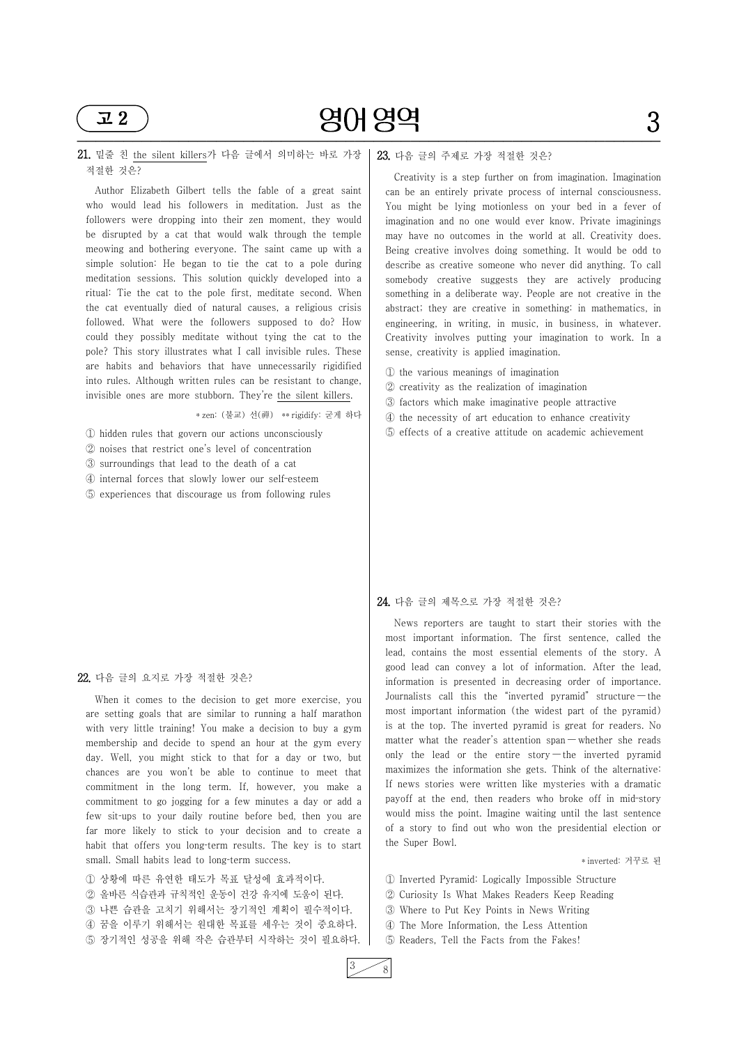**21.** 밑줄 친 the silent killers가 다음 글에서 의미하는 바로 가장 적절한 것은?

Author Elizabeth Gilbert tells the fable of a great saint who would lead his followers in meditation. Just as the followers were dropping into their zen moment, they would be disrupted by a cat that would walk through the temple meowing and bothering everyone. The saint came up with a simple solution: He began to tie the cat to a pole during meditation sessions. This solution quickly developed into a ritual: Tie the cat to the pole first, meditate second. When the cat eventually died of natural causes, a religious crisis followed. What were the followers supposed to do? How could they possibly meditate without tying the cat to the pole? This story illustrates what I call invisible rules. These are habits and behaviors that have unnecessarily rigidified into rules. Although written rules can be resistant to change, invisible ones are more stubborn. They're the silent killers.

* zen: (불교) 선(禪) ** rigidify: 굳게 하다

① hidden rules that govern our actions unconsciously
② noises that restrict one's level of concentration
③ surroundings that lead to the death of a cat
④ internal forces that slowly lower our self-esteem
⑤ experiences that discourage us from following rules

**22.** 다음 글의 요지로 가장 적절한 것은?

When it comes to the decision to get more exercise, you are setting goals that are similar to running a half marathon with very little training! You make a decision to buy a gym membership and decide to spend an hour at the gym every day. Well, you might stick to that for a day or two, but chances are you won't be able to continue to meet that commitment in the long term. If, however, you make a commitment to go jogging for a few minutes a day or add a few sit-ups to your daily routine before bed, then you are far more likely to stick to your decision and to create a habit that offers you long-term results. The key is to start small. Small habits lead to long-term success.

① 상황에 따른 유연한 태도가 목표 달성에 효과적이다.
② 올바른 식습관과 규칙적인 운동이 건강 유지에 도움이 된다.
③ 나쁜 습관을 고치기 위해서는 장기적인 계획이 필수적이다.
④ 꿈을 이루기 위해서는 원대한 목표를 세우는 것이 중요하다.
⑤ 장기적인 성공을 위해 작은 습관부터 시작하는 것이 필요하다.

**23.** 다음 글의 주제로 가장 적절한 것은?

Creativity is a step further on from imagination. Imagination can be an entirely private process of internal consciousness. You might be lying motionless on your bed in a fever of imagination and no one would ever know. Private imaginings may have no outcomes in the world at all. Creativity does. Being creative involves doing something. It would be odd to describe as creative someone who never did anything. To call somebody creative suggests they are actively producing something in a deliberate way. People are not creative in the abstract; they are creative in something: in mathematics, in engineering, in writing, in music, in business, in whatever. Creativity involves putting your imagination to work. In a sense, creativity is applied imagination.

① the various meanings of imagination
② creativity as the realization of imagination
③ factors which make imaginative people attractive
④ the necessity of art education to enhance creativity
⑤ effects of a creative attitude on academic achievement

**24.** 다음 글의 제목으로 가장 적절한 것은?

News reporters are taught to start their stories with the most important information. The first sentence, called the lead, contains the most essential elements of the story. A good lead can convey a lot of information. After the lead, information is presented in decreasing order of importance. Journalists call this the "inverted pyramid" structure — the most important information (the widest part of the pyramid) is at the top. The inverted pyramid is great for readers. No matter what the reader's attention span — whether she reads only the lead or the entire story — the inverted pyramid maximizes the information she gets. Think of the alternative: If news stories were written like mysteries with a dramatic payoff at the end, then readers who broke off in mid-story would miss the point. Imagine waiting until the last sentence of a story to find out who won the presidential election or the Super Bowl.

* inverted: 거꾸로 된

① Inverted Pyramid: Logically Impossible Structure
② Curiosity Is What Makes Readers Keep Reading
③ Where to Put Key Points in News Writing
④ The More Information, the Less Attention
⑤ Readers, Tell the Facts from the Fakes!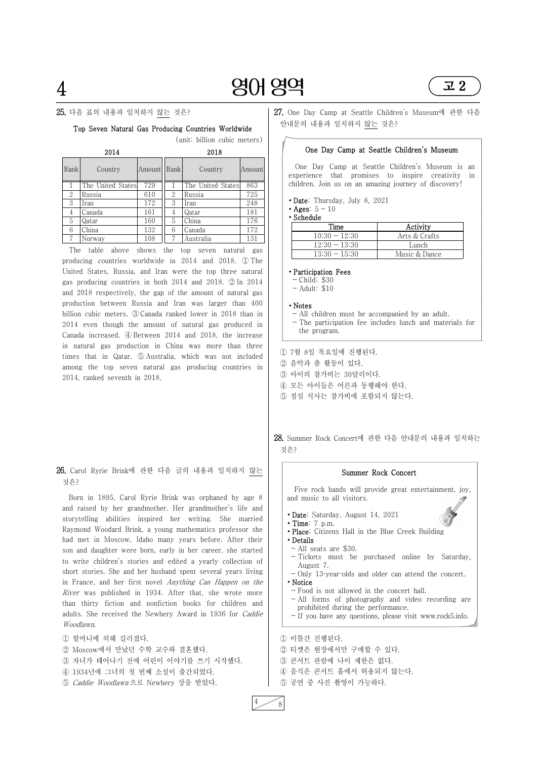**25.** 다음 표의 내용과 일치하지 않는 것은?

**Top Seven Natural Gas Producing Countries Worldwide**

(unit: billion cubic meters)

| 2014 | | | 2018 | | |
|---|---|---|---|---|---|
| Rank | Country | Amount | Rank | Country | Amount |
| 1 | The United States | 729 | 1 | The United States | 863 |
| 2 | Russia | 610 | 2 | Russia | 725 |
| 3 | Iran | 172 | 3 | Iran | 248 |
| 4 | Canada | 161 | 4 | Qatar | 181 |
| 5 | Qatar | 160 | 5 | China | 176 |
| 6 | China | 132 | 6 | Canada | 172 |
| 7 | Norway | 108 | 7 | Australia | 131 |

The table above shows the top seven natural gas producing countries worldwide in 2014 and 2018. ① The United States, Russia, and Iran were the top three natural gas producing countries in both 2014 and 2018. ② In 2014 and 2018 respectively, the gap of the amount of natural gas production between Russia and Iran was larger than 400 billion cubic meters. ③ Canada ranked lower in 2018 than in 2014 even though the amount of natural gas produced in Canada increased. ④ Between 2014 and 2018, the increase in natural gas production in China was more than three times that in Qatar. ⑤ Australia, which was not included among the top seven natural gas producing countries in 2014, ranked seventh in 2018.

**26.** Carol Ryrie Brink에 관한 다음 글의 내용과 일치하지 않는 것은?

Born in 1895, Carol Ryrie Brink was orphaned by age 8 and raised by her grandmother. Her grandmother's life and storytelling abilities inspired her writing. She married Raymond Woodard Brink, a young mathematics professor she had met in Moscow, Idaho many years before. After their son and daughter were born, early in her career, she started to write children's stories and edited a yearly collection of short stories. She and her husband spent several years living in France, and her first novel *Anything Can Happen on the River* was published in 1934. After that, she wrote more than thirty fiction and nonfiction books for children and adults. She received the Newbery Award in 1936 for *Caddie Woodlawn*.

① 할머니에 의해 길러졌다.
② Moscow에서 만났던 수학 교수와 결혼했다.
③ 자녀가 태어나기 전에 어린이 이야기를 쓰기 시작했다.
④ 1934년에 그녀의 첫 번째 소설이 출간되었다.
⑤ *Caddie Woodlawn*으로 Newbery 상을 받았다.

**27.** One Day Camp at Seattle Children's Museum에 관한 다음 안내문의 내용과 일치하지 않는 것은?

**One Day Camp at Seattle Children's Museum**

One Day Camp at Seattle Children's Museum is an experience that promises to inspire creativity in children. Join us on an amazing journey of discovery!

- **Date**: Thursday, July 8, 2021
- **Ages**: 5 – 10
- **Schedule**

| Time | Activity |
|---|---|
| 10:30 – 12:30 | Arts & Crafts |
| 12:30 – 13:30 | Lunch |
| 13:30 – 15:30 | Music & Dance |

- **Participation Fees**
  - Child: $30
  - Adult: $10
- **Notes**
  - All children must be accompanied by an adult.
  - The participation fee includes lunch and materials for the program.

① 7월 8일 목요일에 진행된다.
② 음악과 춤 활동이 있다.
③ 아이의 참가비는 30달러이다.
④ 모든 아이들은 어른과 동행해야 한다.
⑤ 점심 식사는 참가비에 포함되지 않는다.

**28.** Summer Rock Concert에 관한 다음 안내문의 내용과 일치하는 것은?

**Summer Rock Concert**

Five rock bands will provide great entertainment, joy, and music to all visitors.

- **Date**: Saturday, August 14, 2021
- **Time**: 7 p.m.
- **Place**: Citizens Hall in the Blue Creek Building
- **Details**
  - All seats are $30.
  - Tickets must be purchased online by Saturday, August 7.
  - Only 13-year-olds and older can attend the concert.
- **Notice**
  - Food is not allowed in the concert hall.
  - All forms of photography and video recording are prohibited during the performance.
  - If you have any questions, please visit www.rock5.info.

① 이틀간 진행된다.
② 티켓은 현장에서만 구매할 수 있다.
③ 콘서트 관람에 나이 제한은 없다.
④ 음식은 콘서트 홀에서 허용되지 않는다.
⑤ 공연 중 사진 촬영이 가능하다.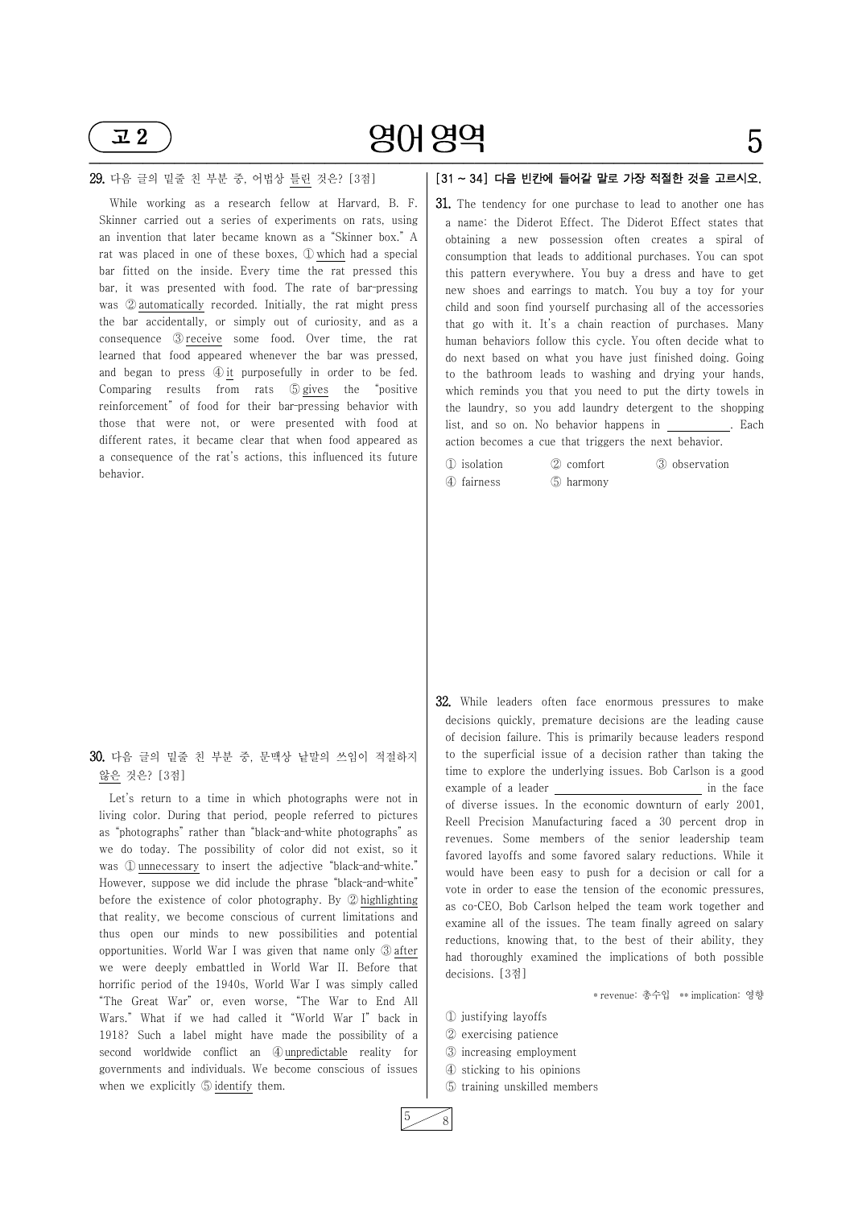**29.** 다음 글의 밑줄 친 부분 중, 어법상 틀린 것은? [3점]

While working as a research fellow at Harvard, B. F. Skinner carried out a series of experiments on rats, using an invention that later became known as a "Skinner box." A rat was placed in one of these boxes, ① which had a special bar fitted on the inside. Every time the rat pressed this bar, it was presented with food. The rate of bar-pressing was ② automatically recorded. Initially, the rat might press the bar accidentally, or simply out of curiosity, and as a consequence ③ receive some food. Over time, the rat learned that food appeared whenever the bar was pressed, and began to press ④ it purposefully in order to be fed. Comparing results from rats ⑤ gives the "positive reinforcement" of food for their bar-pressing behavior with those that were not, or were presented with food at different rates, it became clear that when food appeared as a consequence of the rat's actions, this influenced its future behavior.

**30.** 다음 글의 밑줄 친 부분 중, 문맥상 낱말의 쓰임이 적절하지 않은 것은? [3점]

Let's return to a time in which photographs were not in living color. During that period, people referred to pictures as "photographs" rather than "black-and-white photographs" as we do today. The possibility of color did not exist, so it was ① unnecessary to insert the adjective "black-and-white." However, suppose we did include the phrase "black-and-white" before the existence of color photography. By ② highlighting that reality, we become conscious of current limitations and thus open our minds to new possibilities and potential opportunities. World War I was given that name only ③ after we were deeply embattled in World War II. Before that horrific period of the 1940s, World War I was simply called "The Great War" or, even worse, "The War to End All Wars." What if we had called it "World War I" back in 1918? Such a label might have made the possibility of a second worldwide conflict an ④ unpredictable reality for governments and individuals. We become conscious of issues when we explicitly ⑤ identify them.

**[31 ~ 34] 다음 빈칸에 들어갈 말로 가장 적절한 것을 고르시오.**

**31.** The tendency for one purchase to lead to another one has a name: the Diderot Effect. The Diderot Effect states that obtaining a new possession often creates a spiral of consumption that leads to additional purchases. You can spot this pattern everywhere. You buy a dress and have to get new shoes and earrings to match. You buy a toy for your child and soon find yourself purchasing all of the accessories that go with it. It's a chain reaction of purchases. Many human behaviors follow this cycle. You often decide what to do next based on what you have just finished doing. Going to the bathroom leads to washing and drying your hands, which reminds you that you need to put the dirty towels in the laundry, so you add laundry detergent to the shopping list, and so on. No behavior happens in ＿＿＿＿＿. Each action becomes a cue that triggers the next behavior.

① isolation ② comfort ③ observation
④ fairness ⑤ harmony

**32.** While leaders often face enormous pressures to make decisions quickly, premature decisions are the leading cause of decision failure. This is primarily because leaders respond to the superficial issue of a decision rather than taking the time to explore the underlying issues. Bob Carlson is a good example of a leader ＿＿＿＿＿＿＿＿＿＿ in the face of diverse issues. In the economic downturn of early 2001, Reell Precision Manufacturing faced a 30 percent drop in revenues. Some members of the senior leadership team favored layoffs and some favored salary reductions. While it would have been easy to push for a decision or call for a vote in order to ease the tension of the economic pressures, as co-CEO, Bob Carlson helped the team work together and examine all of the issues. The team finally agreed on salary reductions, knowing that, to the best of their ability, they had thoroughly examined the implications of both possible decisions. [3점]

* revenue: 총수입 ** implication: 영향

① justifying layoffs
② exercising patience
③ increasing employment
④ sticking to his opinions
⑤ training unskilled members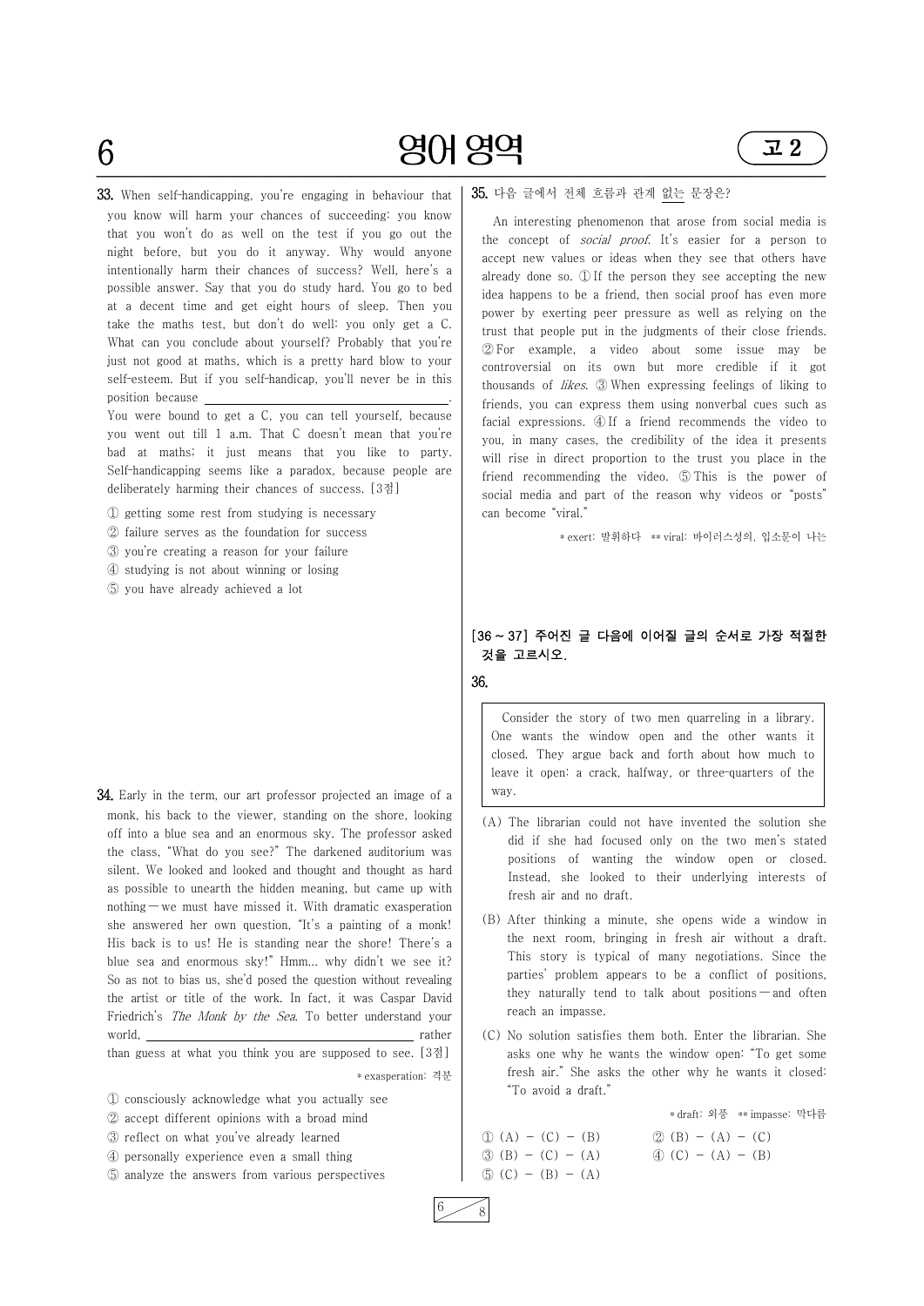**33.** When self-handicapping, you're engaging in behaviour that you know will harm your chances of succeeding: you know that you won't do as well on the test if you go out the night before, but you do it anyway. Why would anyone intentionally harm their chances of success? Well, here's a possible answer. Say that you do study hard. You go to bed at a decent time and get eight hours of sleep. Then you take the maths test, but don't do well: you only get a C. What can you conclude about yourself? Probably that you're just not good at maths, which is a pretty hard blow to your self-esteem. But if you self-handicap, you'll never be in this position because ________________________. You were bound to get a C, you can tell yourself, because you went out till 1 a.m. That C doesn't mean that you're bad at maths; it just means that you like to party. Self-handicapping seems like a paradox, because people are deliberately harming their chances of success. [3점]

① getting some rest from studying is necessary
② failure serves as the foundation for success
③ you're creating a reason for your failure
④ studying is not about winning or losing
⑤ you have already achieved a lot

**34.** Early in the term, our art professor projected an image of a monk, his back to the viewer, standing on the shore, looking off into a blue sea and an enormous sky. The professor asked the class, "What do you see?" The darkened auditorium was silent. We looked and looked and thought and thought as hard as possible to unearth the hidden meaning, but came up with nothing — we must have missed it. With dramatic exasperation she answered her own question, "It's a painting of a monk! His back is to us! He is standing near the shore! There's a blue sea and enormous sky!" Hmm... why didn't we see it? So as not to bias us, she'd posed the question without revealing the artist or title of the work. In fact, it was Caspar David Friedrich's *The Monk by the Sea*. To better understand your world, ________________________ rather than guess at what you think you are supposed to see. [3점]

\* exasperation: 격분

① consciously acknowledge what you actually see
② accept different opinions with a broad mind
③ reflect on what you've already learned
④ personally experience even a small thing
⑤ analyze the answers from various perspectives

**35.** 다음 글에서 전체 흐름과 관계 <u>없는</u> 문장은?

An interesting phenomenon that arose from social media is the concept of *social proof*. It's easier for a person to accept new values or ideas when they see that others have already done so. ① If the person they see accepting the new idea happens to be a friend, then social proof has even more power by exerting peer pressure as well as relying on the trust that people put in the judgments of their close friends. ② For example, a video about some issue may be controversial on its own but more credible if it got thousands of *likes*. ③ When expressing feelings of liking to friends, you can express them using nonverbal cues such as facial expressions. ④ If a friend recommends the video to you, in many cases, the credibility of the idea it presents will rise in direct proportion to the trust you place in the friend recommending the video. ⑤ This is the power of social media and part of the reason why videos or "posts" can become "viral."

\* exert: 발휘하다 \*\* viral: 바이러스성의, 입소문이 나는

**[36 ~ 37] 주어진 글 다음에 이어질 글의 순서로 가장 적절한 것을 고르시오.**

**36.**

> Consider the story of two men quarreling in a library. One wants the window open and the other wants it closed. They argue back and forth about how much to leave it open: a crack, halfway, or three-quarters of the way.

(A) The librarian could not have invented the solution she did if she had focused only on the two men's stated positions of wanting the window open or closed. Instead, she looked to their underlying interests of fresh air and no draft.

(B) After thinking a minute, she opens wide a window in the next room, bringing in fresh air without a draft. This story is typical of many negotiations. Since the parties' problem appears to be a conflict of positions, they naturally tend to talk about positions — and often reach an impasse.

(C) No solution satisfies them both. Enter the librarian. She asks one why he wants the window open: "To get some fresh air." She asks the other why he wants it closed: "To avoid a draft."

\* draft: 외풍 \*\* impasse: 막다름

① (A) − (C) − (B)
② (B) − (A) − (C)
③ (B) − (C) − (A)
④ (C) − (A) − (B)
⑤ (C) − (B) − (A)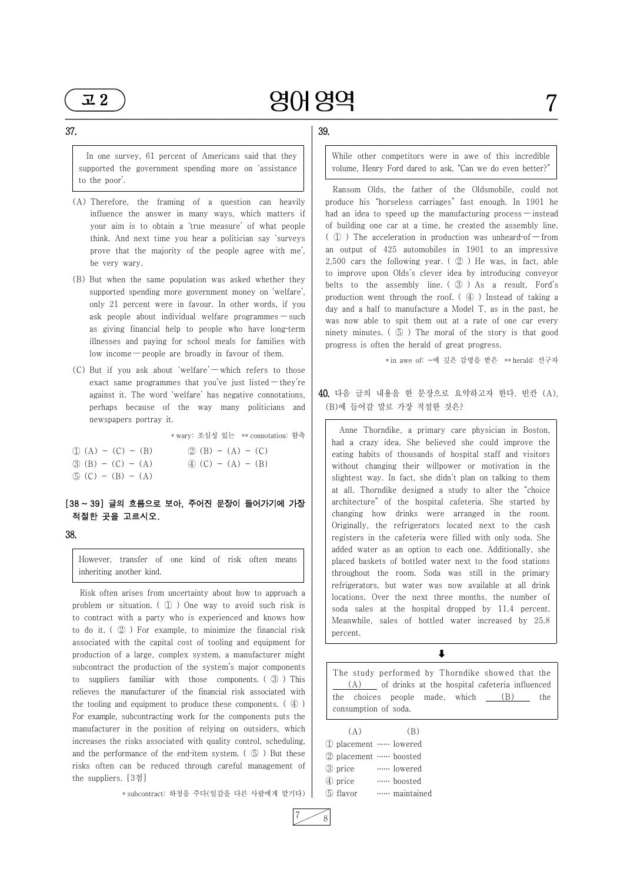## 37.

> In one survey, 61 percent of Americans said that they supported the government spending more on 'assistance to the poor'.

(A) Therefore, the framing of a question can heavily influence the answer in many ways, which matters if your aim is to obtain a 'true measure' of what people think. And next time you hear a politician say 'surveys prove that the majority of the people agree with me', be very wary.

(B) But when the same population was asked whether they supported spending more government money on 'welfare', only 21 percent were in favour. In other words, if you ask people about individual welfare programmes ― such as giving financial help to people who have long-term illnesses and paying for school meals for families with low income ― people are broadly in favour of them.

(C) But if you ask about 'welfare' ― which refers to those exact same programmes that you've just listed ― they're against it. The word 'welfare' has negative connotations, perhaps because of the way many politicians and newspapers portray it.

\* wary: 조심성 있는 \*\* connotation: 함축

① (A) − (C) − (B)
② (B) − (A) − (C)
③ (B) − (C) − (A)
④ (C) − (A) − (B)
⑤ (C) − (B) − (A)

**[38 ~ 39] 글의 흐름으로 보아, 주어진 문장이 들어가기에 가장 적절한 곳을 고르시오.**

## 38.

> However, transfer of one kind of risk often means inheriting another kind.

Risk often arises from uncertainty about how to approach a problem or situation. ( ① ) One way to avoid such risk is to contract with a party who is experienced and knows how to do it. ( ② ) For example, to minimize the financial risk associated with the capital cost of tooling and equipment for production of a large, complex system, a manufacturer might subcontract the production of the system's major components to suppliers familiar with those components. ( ③ ) This relieves the manufacturer of the financial risk associated with the tooling and equipment to produce these components. ( ④ ) For example, subcontracting work for the components puts the manufacturer in the position of relying on outsiders, which increases the risks associated with quality control, scheduling, and the performance of the end-item system. ( ⑤ ) But these risks often can be reduced through careful management of the suppliers. [3점]

\* subcontract: 하청을 주다(일감을 다른 사람에게 맡기다)

## 39.

> While other competitors were in awe of this incredible volume, Henry Ford dared to ask, "Can we do even better?"

Ransom Olds, the father of the Oldsmobile, could not produce his "horseless carriages" fast enough. In 1901 he had an idea to speed up the manufacturing process ― instead of building one car at a time, he created the assembly line. ( ① ) The acceleration in production was unheard-of ― from an output of 425 automobiles in 1901 to an impressive 2,500 cars the following year. ( ② ) He was, in fact, able to improve upon Olds's clever idea by introducing conveyor belts to the assembly line. ( ③ ) As a result, Ford's production went through the roof. ( ④ ) Instead of taking a day and a half to manufacture a Model T, as in the past, he was now able to spit them out at a rate of one car every ninety minutes. ( ⑤ ) The moral of the story is that good progress is often the herald of great progress.

\* in awe of: ~에 깊은 감명을 받은 \*\* herald: 선구자

**40. 다음 글의 내용을 한 문장으로 요약하고자 한다. 빈칸 (A), (B)에 들어갈 말로 가장 적절한 것은?**

> Anne Thorndike, a primary care physician in Boston, had a crazy idea. She believed she could improve the eating habits of thousands of hospital staff and visitors without changing their willpower or motivation in the slightest way. In fact, she didn't plan on talking to them at all. Thorndike designed a study to alter the "choice architecture" of the hospital cafeteria. She started by changing how drinks were arranged in the room. Originally, the refrigerators located next to the cash registers in the cafeteria were filled with only soda. She added water as an option to each one. Additionally, she placed baskets of bottled water next to the food stations throughout the room. Soda was still in the primary refrigerators, but water was now available at all drink locations. Over the next three months, the number of soda sales at the hospital dropped by 11.4 percent. Meanwhile, sales of bottled water increased by 25.8 percent.

⬇

> The study performed by Thorndike showed that the ___(A)___ of drinks at the hospital cafeteria influenced the choices people made, which ___(B)___ the consumption of soda.

| | (A) | | (B) |
|---|---|---|---|
| ① | placement | ...... | lowered |
| ② | placement | ...... | boosted |
| ③ | price | ...... | lowered |
| ④ | price | ...... | boosted |
| ⑤ | flavor | ...... | maintained |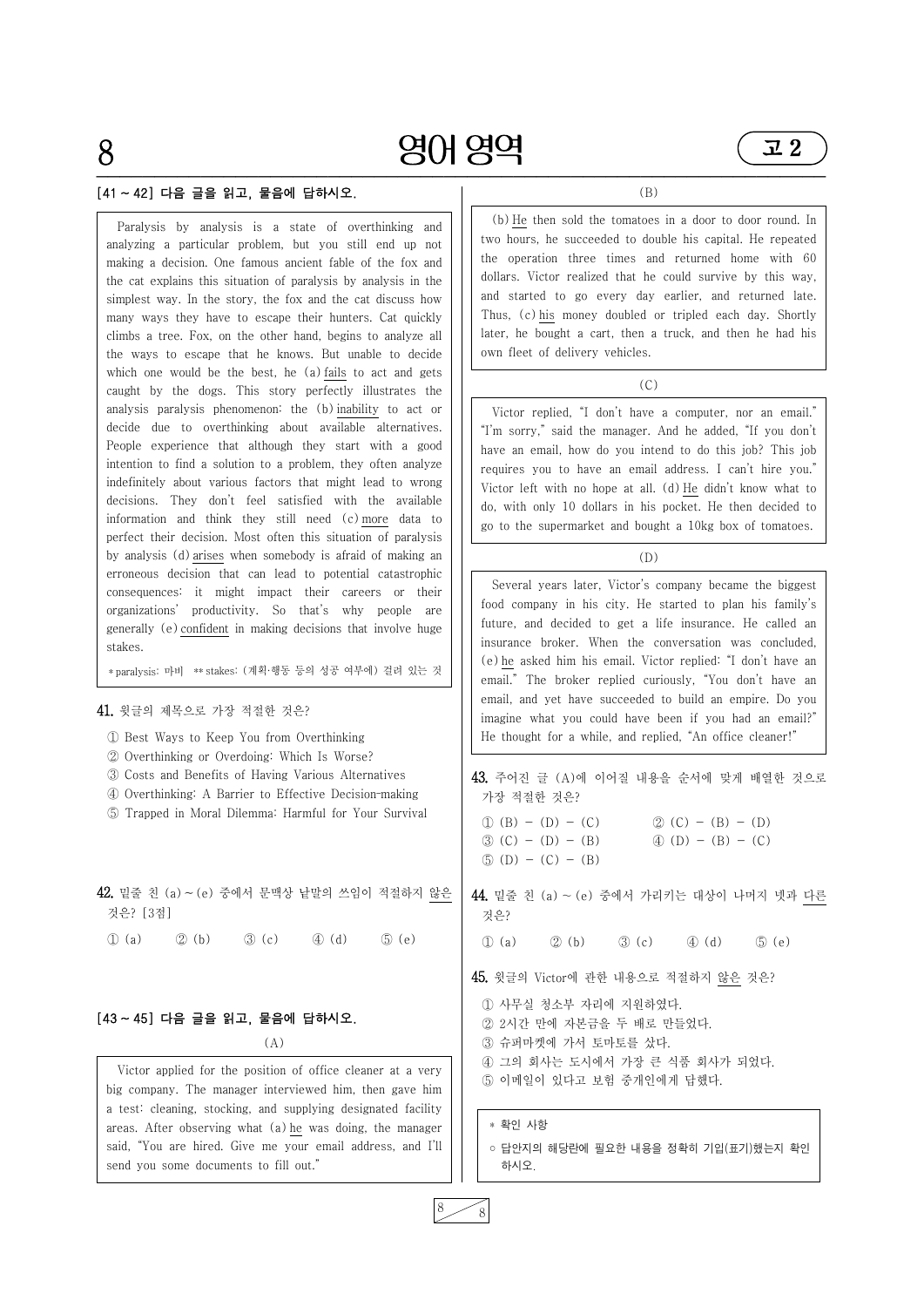**[41 ~ 42] 다음 글을 읽고, 물음에 답하시오.**

Paralysis by analysis is a state of overthinking and analyzing a particular problem, but you still end up not making a decision. One famous ancient fable of the fox and the cat explains this situation of paralysis by analysis in the simplest way. In the story, the fox and the cat discuss how many ways they have to escape their hunters. Cat quickly climbs a tree. Fox, on the other hand, begins to analyze all the ways to escape that he knows. But unable to decide which one would be the best, he (a) fails to act and gets caught by the dogs. This story perfectly illustrates the analysis paralysis phenomenon: the (b) inability to act or decide due to overthinking about available alternatives. People experience that although they start with a good intention to find a solution to a problem, they often analyze indefinitely about various factors that might lead to wrong decisions. They don't feel satisfied with the available information and think they still need (c) more data to perfect their decision. Most often this situation of paralysis by analysis (d) arises when somebody is afraid of making an erroneous decision that can lead to potential catastrophic consequences: it might impact their careers or their organizations' productivity. So that's why people are generally (e) confident in making decisions that involve huge stakes.

\* paralysis: 마비  \*\* stakes: (계획·행동 등의 성공 여부에) 걸려 있는 것

**41.** 윗글의 제목으로 가장 적절한 것은?

① Best Ways to Keep You from Overthinking
② Overthinking or Overdoing: Which Is Worse?
③ Costs and Benefits of Having Various Alternatives
④ Overthinking: A Barrier to Effective Decision-making
⑤ Trapped in Moral Dilemma: Harmful for Your Survival

**42.** 밑줄 친 (a) ~ (e) 중에서 문맥상 낱말의 쓰임이 적절하지 않은 것은? [3점]

① (a)  ② (b)  ③ (c)  ④ (d)  ⑤ (e)

**[43 ~ 45] 다음 글을 읽고, 물음에 답하시오.**

(A)

Victor applied for the position of office cleaner at a very big company. The manager interviewed him, then gave him a test: cleaning, stocking, and supplying designated facility areas. After observing what (a) he was doing, the manager said, "You are hired. Give me your email address, and I'll send you some documents to fill out."

(B)

(b) He then sold the tomatoes in a door to door round. In two hours, he succeeded to double his capital. He repeated the operation three times and returned home with 60 dollars. Victor realized that he could survive by this way, and started to go every day earlier, and returned late. Thus, (c) his money doubled or tripled each day. Shortly later, he bought a cart, then a truck, and then he had his own fleet of delivery vehicles.

(C)

Victor replied, "I don't have a computer, nor an email." "I'm sorry," said the manager. And he added, "If you don't have an email, how do you intend to do this job? This job requires you to have an email address. I can't hire you." Victor left with no hope at all. (d) He didn't know what to do, with only 10 dollars in his pocket. He then decided to go to the supermarket and bought a 10kg box of tomatoes.

(D)

Several years later, Victor's company became the biggest food company in his city. He started to plan his family's future, and decided to get a life insurance. He called an insurance broker. When the conversation was concluded, (e) he asked him his email. Victor replied: "I don't have an email." The broker replied curiously, "You don't have an email, and yet have succeeded to build an empire. Do you imagine what you could have been if you had an email?" He thought for a while, and replied, "An office cleaner!"

**43.** 주어진 글 (A)에 이어질 내용을 순서에 맞게 배열한 것으로 가장 적절한 것은?

① (B) − (D) − (C)
② (C) − (B) − (D)
③ (C) − (D) − (B)
④ (D) − (B) − (C)
⑤ (D) − (C) − (B)

**44.** 밑줄 친 (a) ~ (e) 중에서 가리키는 대상이 나머지 넷과 다른 것은?

① (a)  ② (b)  ③ (c)  ④ (d)  ⑤ (e)

**45.** 윗글의 Victor에 관한 내용으로 적절하지 않은 것은?

① 사무실 청소부 자리에 지원하였다.
② 2시간 만에 자본금을 두 배로 만들었다.
③ 슈퍼마켓에 가서 토마토를 샀다.
④ 그의 회사는 도시에서 가장 큰 식품 회사가 되었다.
⑤ 이메일이 있다고 보험 중개인에게 답했다.

\* 확인 사항
○ 답안지의 해당란에 필요한 내용을 정확히 기입(표기)했는지 확인하시오.